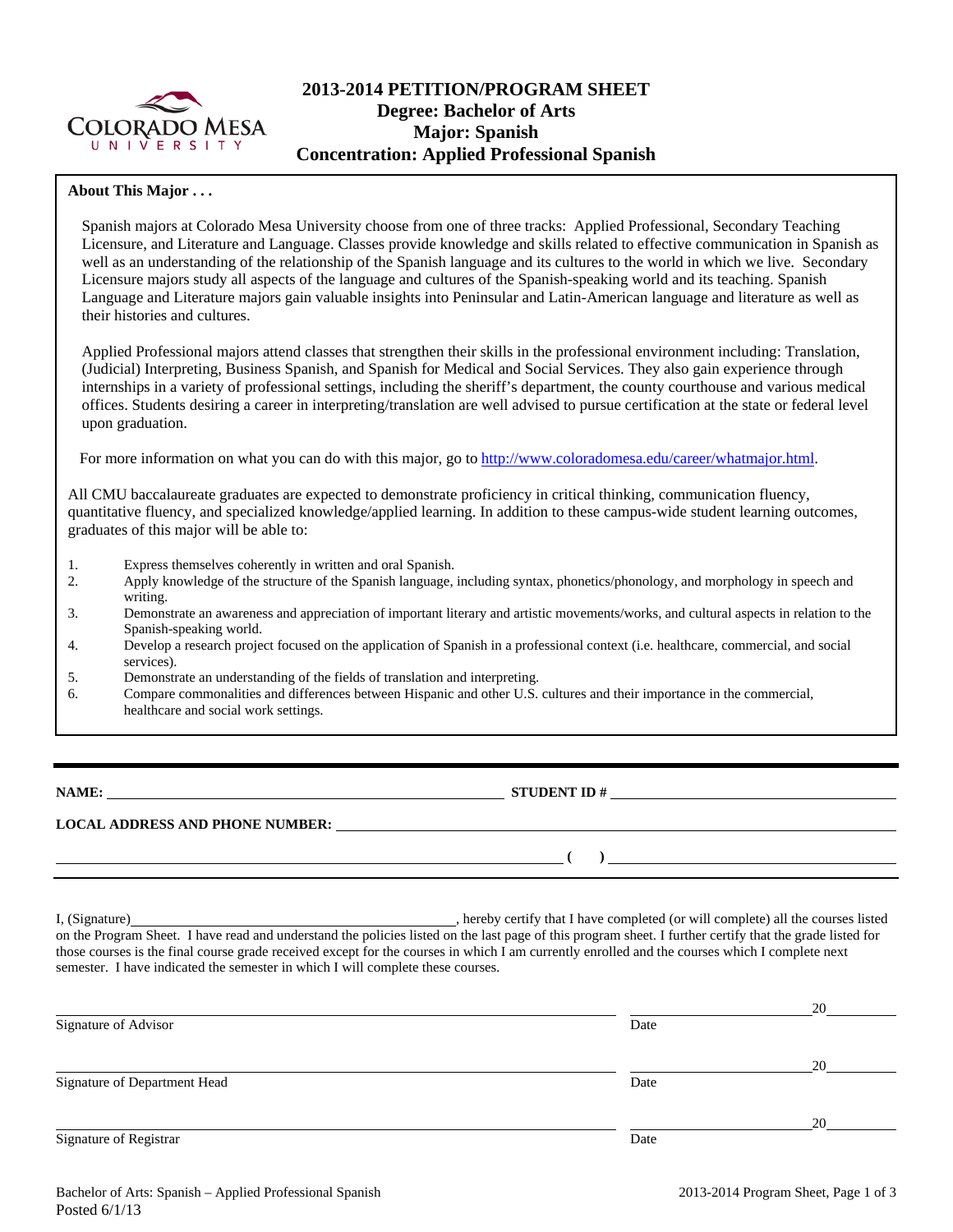# 2013-2014 PETITION/PROGRAM SHEET
## Degree: Bachelor of Arts
## Major: Spanish
## Concentration: Applied Professional Spanish

**About This Major . . .**

Spanish majors at Colorado Mesa University choose from one of three tracks: Applied Professional, Secondary Teaching Licensure, and Literature and Language. Classes provide knowledge and skills related to effective communication in Spanish as well as an understanding of the relationship of the Spanish language and its cultures to the world in which we live. Secondary Licensure majors study all aspects of the language and cultures of the Spanish-speaking world and its teaching. Spanish Language and Literature majors gain valuable insights into Peninsular and Latin-American language and literature as well as their histories and cultures.

Applied Professional majors attend classes that strengthen their skills in the professional environment including: Translation, (Judicial) Interpreting, Business Spanish, and Spanish for Medical and Social Services. They also gain experience through internships in a variety of professional settings, including the sheriff's department, the county courthouse and various medical offices. Students desiring a career in interpreting/translation are well advised to pursue certification at the state or federal level upon graduation.

For more information on what you can do with this major, go to http://www.coloradomesa.edu/career/whatmajor.html.

All CMU baccalaureate graduates are expected to demonstrate proficiency in critical thinking, communication fluency, quantitative fluency, and specialized knowledge/applied learning. In addition to these campus-wide student learning outcomes, graduates of this major will be able to:

1. Express themselves coherently in written and oral Spanish.
2. Apply knowledge of the structure of the Spanish language, including syntax, phonetics/phonology, and morphology in speech and writing.
3. Demonstrate an awareness and appreciation of important literary and artistic movements/works, and cultural aspects in relation to the Spanish-speaking world.
4. Develop a research project focused on the application of Spanish in a professional context (i.e. healthcare, commercial, and social services).
5. Demonstrate an understanding of the fields of translation and interpreting.
6. Compare commonalities and differences between Hispanic and other U.S. cultures and their importance in the commercial, healthcare and social work settings.

---

**NAME:** ______________________________ **STUDENT ID #** ______________________________

**LOCAL ADDRESS AND PHONE NUMBER:** ______________________________

______________________________ ( ) ______________________________

---

I, (Signature)______________________________, hereby certify that I have completed (or will complete) all the courses listed on the Program Sheet. I have read and understand the policies listed on the last page of this program sheet. I further certify that the grade listed for those courses is the final course grade received except for the courses in which I am currently enrolled and the courses which I complete next semester. I have indicated the semester in which I will complete these courses.

______________________________ ______________ 20______
Signature of Advisor Date

______________________________ ______________ 20______
Signature of Department Head Date

______________________________ ______________ 20______
Signature of Registrar Date

Bachelor of Arts: Spanish – Applied Professional Spanish
Posted 6/1/13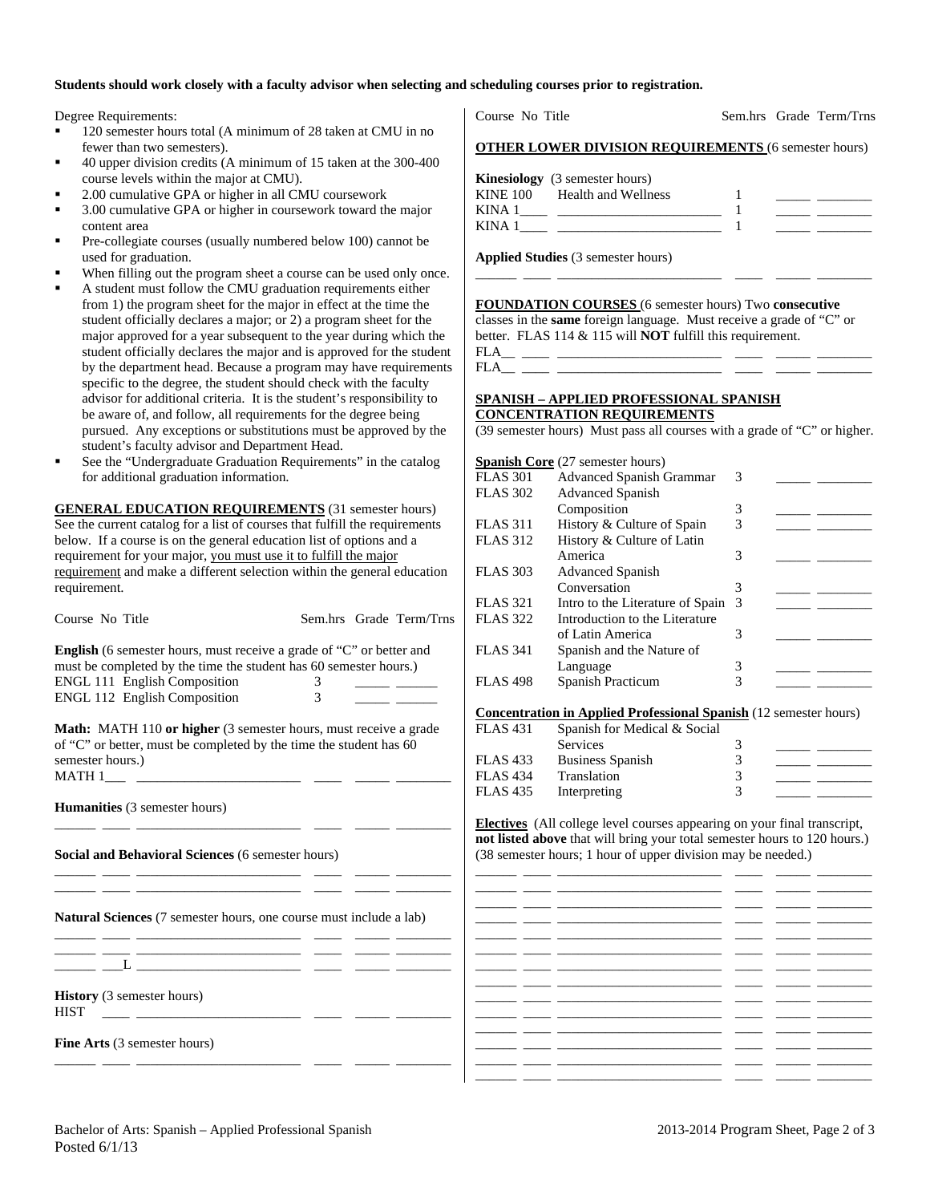**Students should work closely with a faculty advisor when selecting and scheduling courses prior to registration.**

Degree Requirements:

- 120 semester hours total (A minimum of 28 taken at CMU in no fewer than two semesters).
- 40 upper division credits (A minimum of 15 taken at the 300-400 course levels within the major at CMU).
- 2.00 cumulative GPA or higher in all CMU coursework
- 3.00 cumulative GPA or higher in coursework toward the major content area
- Pre-collegiate courses (usually numbered below 100) cannot be used for graduation.
- When filling out the program sheet a course can be used only once.
- A student must follow the CMU graduation requirements either from 1) the program sheet for the major in effect at the time the student officially declares a major; or 2) a program sheet for the major approved for a year subsequent to the year during which the student officially declares the major and is approved for the student by the department head. Because a program may have requirements specific to the degree, the student should check with the faculty advisor for additional criteria. It is the student's responsibility to be aware of, and follow, all requirements for the degree being pursued. Any exceptions or substitutions must be approved by the student's faculty advisor and Department Head.
- See the "Undergraduate Graduation Requirements" in the catalog for additional graduation information.

**GENERAL EDUCATION REQUIREMENTS** (31 semester hours) See the current catalog for a list of courses that fulfill the requirements below. If a course is on the general education list of options and a requirement for your major, you must use it to fulfill the major requirement and make a different selection within the general education requirement.

| Course No | Title | Sem.hrs | Grade | Term/Trns |
|---|---|---|---|---|
| **English** (6 semester hours, must receive a grade of "C" or better and must be completed by the time the student has 60 semester hours.) | | | | |
| ENGL 111 | English Composition | 3 | | |
| ENGL 112 | English Composition | 3 | | |
| **Math:** MATH 110 **or higher** (3 semester hours, must receive a grade of "C" or better, must be completed by the time the student has 60 semester hours.) | | | | |
| MATH 1___ | | | | |
| **Humanities** (3 semester hours) | | | | |
| | | | | |
| **Social and Behavioral Sciences** (6 semester hours) | | | | |
| | | | | |
| | | | | |
| **Natural Sciences** (7 semester hours, one course must include a lab) | | | | |
| | | | | |
| | | | | |
| ___L | | | | |
| **History** (3 semester hours) | | | | |
| HIST | | | | |
| **Fine Arts** (3 semester hours) | | | | |
| | | | | |

| Course No | Title | Sem.hrs | Grade | Term/Trns |
|---|---|---|---|---|
| **OTHER LOWER DIVISION REQUIREMENTS** (6 semester hours) | | | | |
| **Kinesiology** (3 semester hours) | | | | |
| KINE 100 | Health and Wellness | 1 | | |
| KINA 1____ | | 1 | | |
| KINA 1____ | | 1 | | |
| **Applied Studies** (3 semester hours) | | | | |
| | | | | |

**FOUNDATION COURSES** (6 semester hours) Two **consecutive** classes in the **same** foreign language. Must receive a grade of "C" or better. FLAS 114 & 115 will **NOT** fulfill this requirement.

| Course No | Title | Sem.hrs | Grade | Term/Trns |
|---|---|---|---|---|
| FLA__ | | | | |
| FLA__ | | | | |

**SPANISH – APPLIED PROFESSIONAL SPANISH CONCENTRATION REQUIREMENTS**

(39 semester hours) Must pass all courses with a grade of "C" or higher.

**Spanish Core** (27 semester hours)

| Course No | Title | Sem.hrs | Grade | Term/Trns |
|---|---|---|---|---|
| FLAS 301 | Advanced Spanish Grammar | 3 | | |
| FLAS 302 | Advanced Spanish Composition | 3 | | |
| FLAS 311 | History & Culture of Spain | 3 | | |
| FLAS 312 | History & Culture of Latin America | 3 | | |
| FLAS 303 | Advanced Spanish Conversation | 3 | | |
| FLAS 321 | Intro to the Literature of Spain | 3 | | |
| FLAS 322 | Introduction to the Literature of Latin America | 3 | | |
| FLAS 341 | Spanish and the Nature of Language | 3 | | |
| FLAS 498 | Spanish Practicum | 3 | | |

**Concentration in Applied Professional Spanish** (12 semester hours)

| Course No | Title | Sem.hrs | Grade | Term/Trns |
|---|---|---|---|---|
| FLAS 431 | Spanish for Medical & Social Services | 3 | | |
| FLAS 433 | Business Spanish | 3 | | |
| FLAS 434 | Translation | 3 | | |
| FLAS 435 | Interpreting | 3 | | |

**Electives** (All college level courses appearing on your final transcript, **not listed above** that will bring your total semester hours to 120 hours.) (38 semester hours; 1 hour of upper division may be needed.)

| Course No | Title | Sem.hrs | Grade | Term/Trns |
|---|---|---|---|---|
| | | | | |
| | | | | |
| | | | | |
| | | | | |
| | | | | |
| | | | | |
| | | | | |
| | | | | |
| | | | | |
| | | | | |
| | | | | |
| | | | | |
| | | | | |
| | | | | |

Bachelor of Arts: Spanish – Applied Professional Spanish
Posted 6/1/13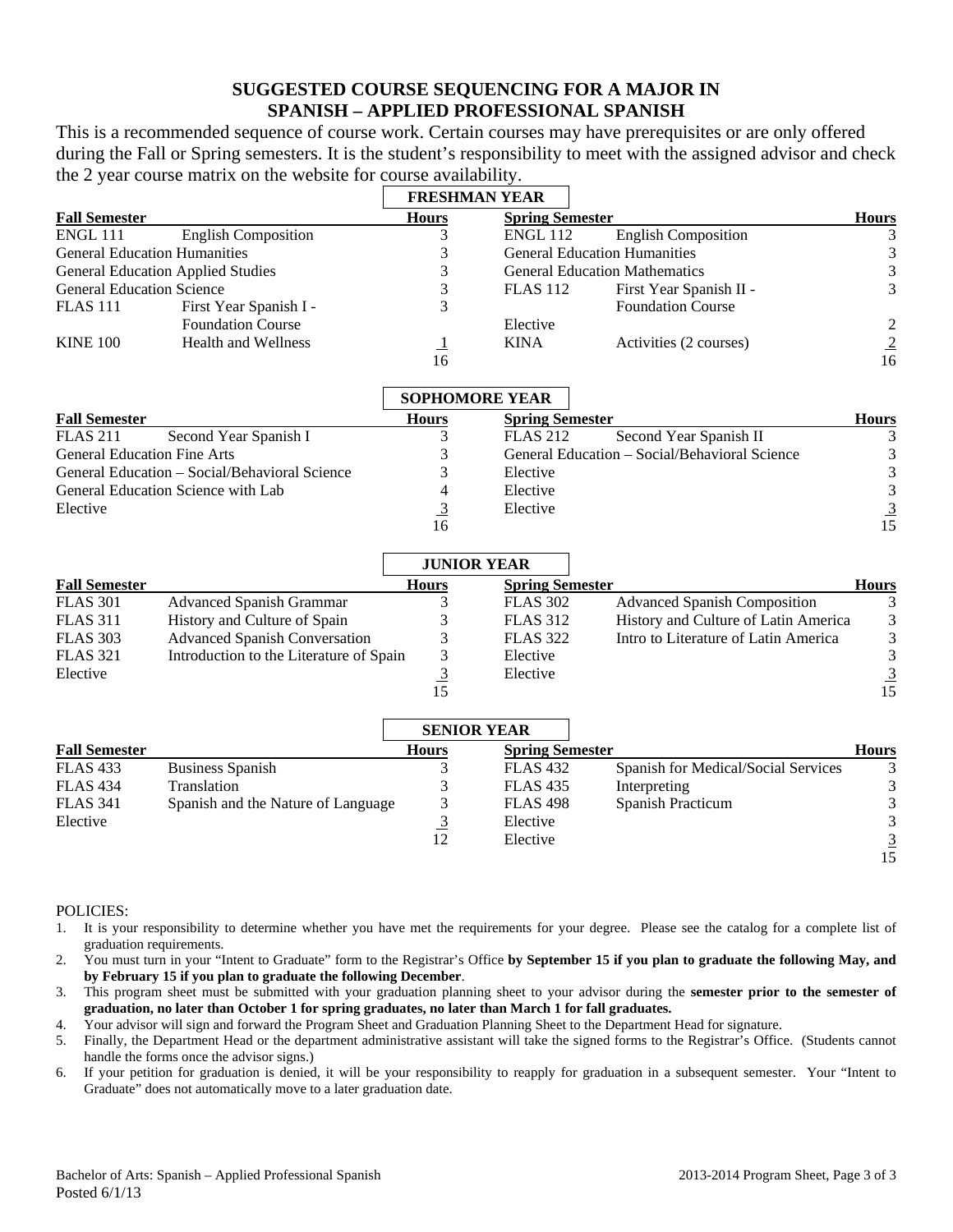# SUGGESTED COURSE SEQUENCING FOR A MAJOR IN SPANISH – APPLIED PROFESSIONAL SPANISH

This is a recommended sequence of course work. Certain courses may have prerequisites or are only offered during the Fall or Spring semesters. It is the student's responsibility to meet with the assigned advisor and check the 2 year course matrix on the website for course availability.

## FRESHMAN YEAR

| Fall Semester | | Hours | Spring Semester | | Hours |
|---|---|---|---|---|---|
| ENGL 111 | English Composition | 3 | ENGL 112 | English Composition | 3 |
| General Education Humanities | | 3 | General Education Humanities | | 3 |
| General Education Applied Studies | | 3 | General Education Mathematics | | 3 |
| General Education Science | | 3 | FLAS 112 | First Year Spanish II - Foundation Course | 3 |
| FLAS 111 | First Year Spanish I - Foundation Course | 3 | Elective | | 2 |
| KINE 100 | Health and Wellness | 1 | KINA | Activities (2 courses) | 2 |
| | | 16 | | | 16 |

## SOPHOMORE YEAR

| Fall Semester | | Hours | Spring Semester | | Hours |
|---|---|---|---|---|---|
| FLAS 211 | Second Year Spanish I | 3 | FLAS 212 | Second Year Spanish II | 3 |
| General Education Fine Arts | | 3 | General Education – Social/Behavioral Science | | 3 |
| General Education – Social/Behavioral Science | | 3 | Elective | | 3 |
| General Education Science with Lab | | 4 | Elective | | 3 |
| Elective | | 3 | Elective | | 3 |
| | | 16 | | | 15 |

## JUNIOR YEAR

| Fall Semester | | Hours | Spring Semester | | Hours |
|---|---|---|---|---|---|
| FLAS 301 | Advanced Spanish Grammar | 3 | FLAS 302 | Advanced Spanish Composition | 3 |
| FLAS 311 | History and Culture of Spain | 3 | FLAS 312 | History and Culture of Latin America | 3 |
| FLAS 303 | Advanced Spanish Conversation | 3 | FLAS 322 | Intro to Literature of Latin America | 3 |
| FLAS 321 | Introduction to the Literature of Spain | 3 | Elective | | 3 |
| Elective | | 3 | Elective | | 3 |
| | | 15 | | | 15 |

## SENIOR YEAR

| Fall Semester | | Hours | Spring Semester | | Hours |
|---|---|---|---|---|---|
| FLAS 433 | Business Spanish | 3 | FLAS 432 | Spanish for Medical/Social Services | 3 |
| FLAS 434 | Translation | 3 | FLAS 435 | Interpreting | 3 |
| FLAS 341 | Spanish and the Nature of Language | 3 | FLAS 498 | Spanish Practicum | 3 |
| Elective | | 3 | Elective | | 3 |
| | | 12 | Elective | | 3 |
| | | | | | 15 |

POLICIES:

1. It is your responsibility to determine whether you have met the requirements for your degree. Please see the catalog for a complete list of graduation requirements.
2. You must turn in your "Intent to Graduate" form to the Registrar's Office **by September 15 if you plan to graduate the following May, and by February 15 if you plan to graduate the following December**.
3. This program sheet must be submitted with your graduation planning sheet to your advisor during the **semester prior to the semester of graduation, no later than October 1 for spring graduates, no later than March 1 for fall graduates.**
4. Your advisor will sign and forward the Program Sheet and Graduation Planning Sheet to the Department Head for signature.
5. Finally, the Department Head or the department administrative assistant will take the signed forms to the Registrar's Office. (Students cannot handle the forms once the advisor signs.)
6. If your petition for graduation is denied, it will be your responsibility to reapply for graduation in a subsequent semester. Your "Intent to Graduate" does not automatically move to a later graduation date.

Bachelor of Arts: Spanish – Applied Professional Spanish
Posted 6/1/13

2013-2014 Program Sheet